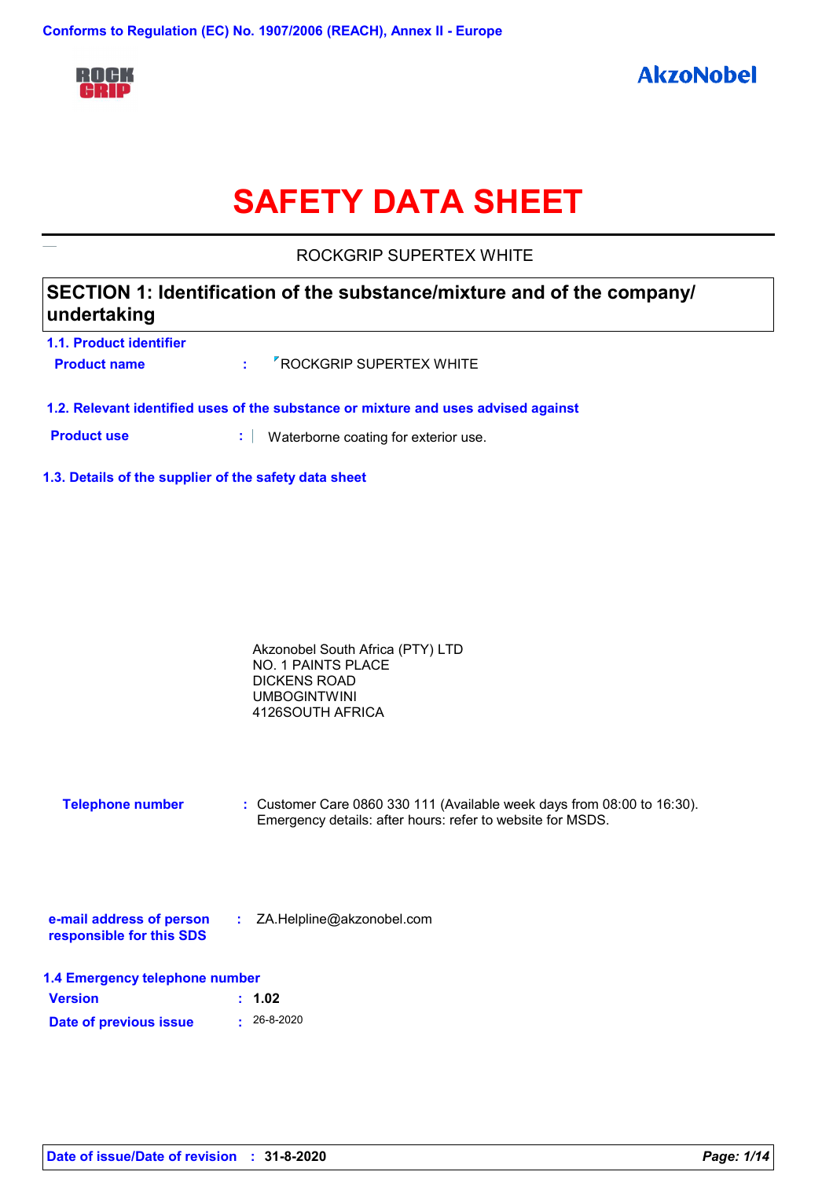Conforms to Regulation (EC) No. 1907/2006 (REACH), Annex II - Europe

ROCK GRIP

AkzoNobel

# SAFETY DATA SHEET

ROCKGRIP SUPERTEX WHITE

## SECTION 1: Identification of the substance/mixture and of the company/ undertaking

### 1.1. Product identifier

**Product name** : ROCKGRIP SUPERTEX WHITE

### 1.2. Relevant identified uses of the substance or mixture and uses advised against

**Product use** : Waterborne coating for exterior use.

### 1.3. Details of the supplier of the safety data sheet

Akzonobel South Africa (PTY) LTD
NO. 1 PAINTS PLACE
DICKENS ROAD
UMBOGINTWINI
4126SOUTH AFRICA

**Telephone number** : Customer Care 0860 330 111 (Available week days from 08:00 to 16:30). Emergency details: after hours: refer to website for MSDS.

**e-mail address of person responsible for this SDS** : ZA.Helpline@akzonobel.com

### 1.4 Emergency telephone number

**Version** : **1.02**

**Date of previous issue** : 26-8-2020

**Date of issue/Date of revision** : **31-8-2020**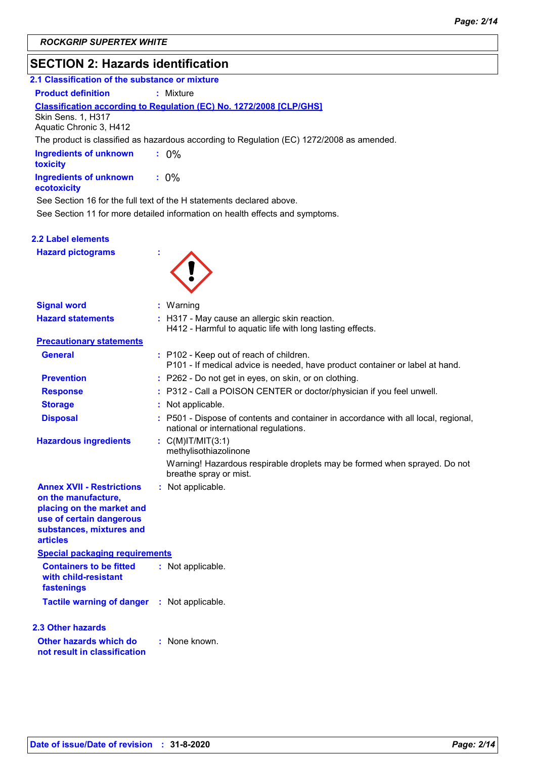ROCKGRIP SUPERTEX WHITE

## SECTION 2: Hazards identification

### 2.1 Classification of the substance or mixture

**Product definition** : Mixture

**Classification according to Regulation (EC) No. 1272/2008 [CLP/GHS]**

Skin Sens. 1, H317
Aquatic Chronic 3, H412

The product is classified as hazardous according to Regulation (EC) 1272/2008 as amended.

**Ingredients of unknown toxicity** : 0%

**Ingredients of unknown ecotoxicity** : 0%

See Section 16 for the full text of the H statements declared above.

See Section 11 for more detailed information on health effects and symptoms.

### 2.2 Label elements

**Hazard pictograms** :

**Signal word** : Warning

**Hazard statements** : H317 - May cause an allergic skin reaction.
H412 - Harmful to aquatic life with long lasting effects.

**Precautionary statements**

**General** : P102 - Keep out of reach of children.
P101 - If medical advice is needed, have product container or label at hand.

**Prevention** : P262 - Do not get in eyes, on skin, or on clothing.

**Response** : P312 - Call a POISON CENTER or doctor/physician if you feel unwell.

**Storage** : Not applicable.

**Disposal** : P501 - Dispose of contents and container in accordance with all local, regional, national or international regulations.

**Hazardous ingredients** : C(M)IT/MIT(3:1)
methylisothiazolinone

Warning! Hazardous respirable droplets may be formed when sprayed. Do not breathe spray or mist.

**Annex XVII - Restrictions on the manufacture, placing on the market and use of certain dangerous substances, mixtures and articles** : Not applicable.

**Special packaging requirements**

**Containers to be fitted with child-resistant fastenings** : Not applicable.

**Tactile warning of danger** : Not applicable.

### 2.3 Other hazards

**Other hazards which do not result in classification** : None known.

**Date of issue/Date of revision** : 31-8-2020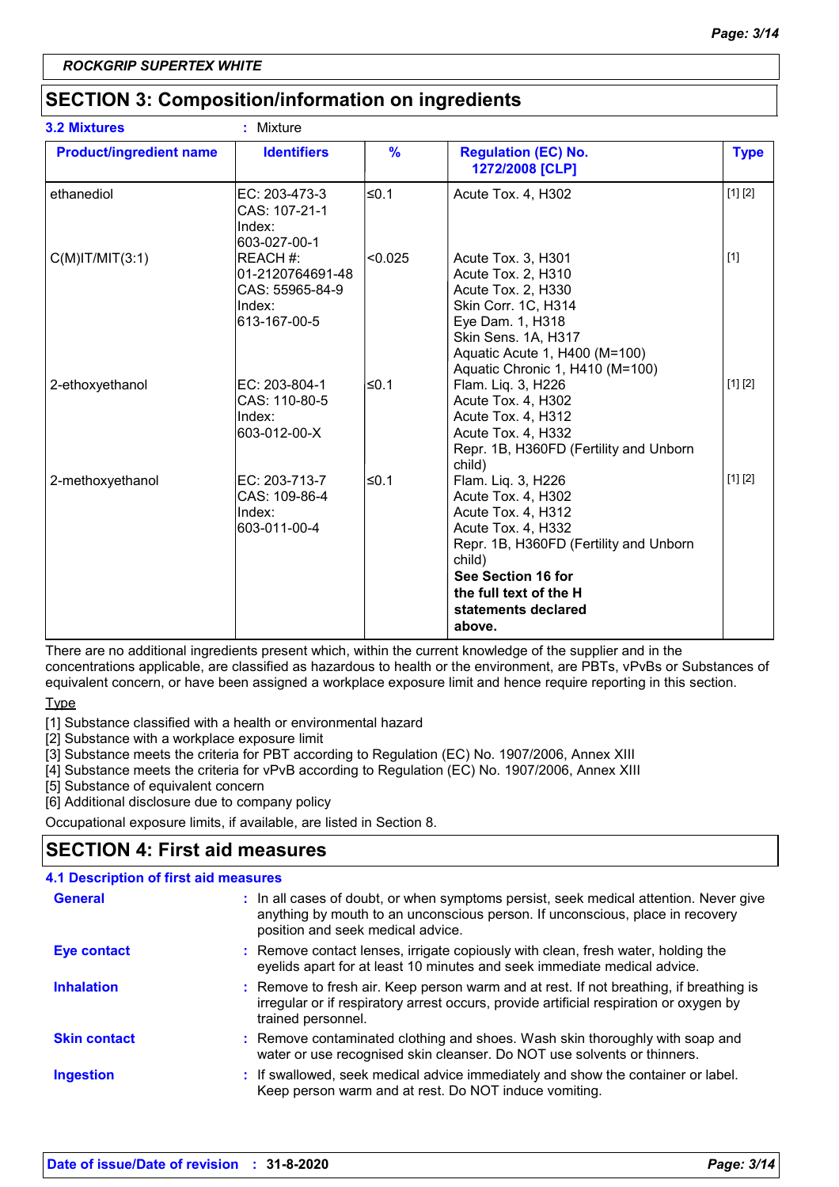ROCKGRIP SUPERTEX WHITE

## SECTION 3: Composition/information on ingredients

**3.2 Mixtures** : Mixture

| Product/ingredient name | Identifiers | % | Regulation (EC) No. 1272/2008 [CLP] | Type |
|---|---|---|---|---|
| ethanediol | EC: 203-473-3<br>CAS: 107-21-1<br>Index: 603-027-00-1 | ≤0.1 | Acute Tox. 4, H302 | [1] [2] |
| C(M)IT/MIT(3:1) | REACH #: 01-2120764691-48<br>CAS: 55965-84-9<br>Index: 613-167-00-5 | <0.025 | Acute Tox. 3, H301<br>Acute Tox. 2, H310<br>Acute Tox. 2, H330<br>Skin Corr. 1C, H314<br>Eye Dam. 1, H318<br>Skin Sens. 1A, H317<br>Aquatic Acute 1, H400 (M=100)<br>Aquatic Chronic 1, H410 (M=100) | [1] |
| 2-ethoxyethanol | EC: 203-804-1<br>CAS: 110-80-5<br>Index: 603-012-00-X | ≤0.1 | Flam. Liq. 3, H226<br>Acute Tox. 4, H302<br>Acute Tox. 4, H312<br>Acute Tox. 4, H332<br>Repr. 1B, H360FD (Fertility and Unborn child) | [1] [2] |
| 2-methoxyethanol | EC: 203-713-7<br>CAS: 109-86-4<br>Index: 603-011-00-4 | ≤0.1 | Flam. Liq. 3, H226<br>Acute Tox. 4, H302<br>Acute Tox. 4, H312<br>Acute Tox. 4, H332<br>Repr. 1B, H360FD (Fertility and Unborn child)<br>**See Section 16 for the full text of the H statements declared above.** | [1] [2] |

There are no additional ingredients present which, within the current knowledge of the supplier and in the concentrations applicable, are classified as hazardous to health or the environment, are PBTs, vPvBs or Substances of equivalent concern, or have been assigned a workplace exposure limit and hence require reporting in this section.

Type

[1] Substance classified with a health or environmental hazard
[2] Substance with a workplace exposure limit
[3] Substance meets the criteria for PBT according to Regulation (EC) No. 1907/2006, Annex XIII
[4] Substance meets the criteria for vPvB according to Regulation (EC) No. 1907/2006, Annex XIII
[5] Substance of equivalent concern
[6] Additional disclosure due to company policy

Occupational exposure limits, if available, are listed in Section 8.

## SECTION 4: First aid measures

### 4.1 Description of first aid measures

**General** : In all cases of doubt, or when symptoms persist, seek medical attention. Never give anything by mouth to an unconscious person. If unconscious, place in recovery position and seek medical advice.

**Eye contact** : Remove contact lenses, irrigate copiously with clean, fresh water, holding the eyelids apart for at least 10 minutes and seek immediate medical advice.

**Inhalation** : Remove to fresh air. Keep person warm and at rest. If not breathing, if breathing is irregular or if respiratory arrest occurs, provide artificial respiration or oxygen by trained personnel.

**Skin contact** : Remove contaminated clothing and shoes. Wash skin thoroughly with soap and water or use recognised skin cleanser. Do NOT use solvents or thinners.

**Ingestion** : If swallowed, seek medical advice immediately and show the container or label. Keep person warm and at rest. Do NOT induce vomiting.

**Date of issue/Date of revision** : **31-8-2020**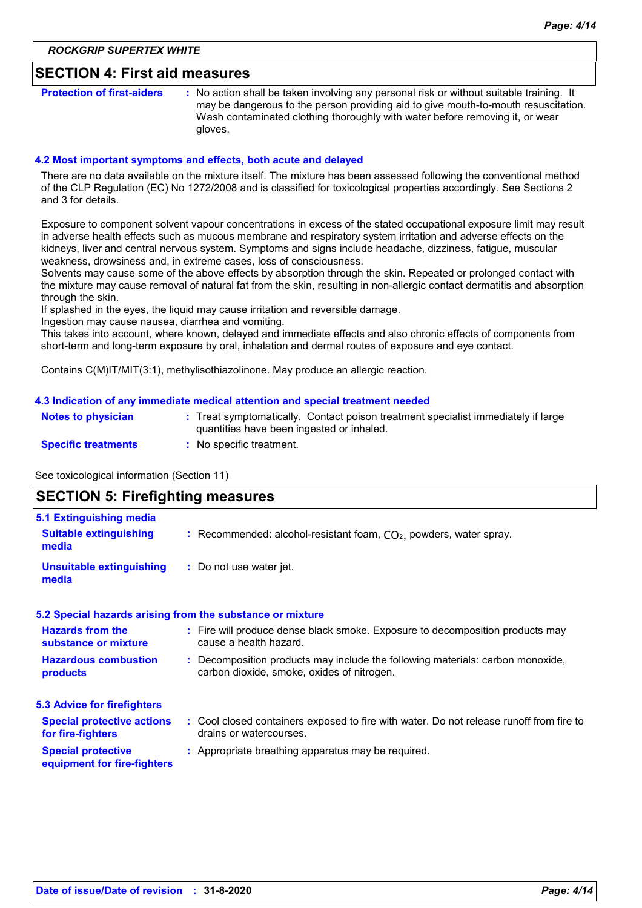## SECTION 4: First aid measures

**Protection of first-aiders** : No action shall be taken involving any personal risk or without suitable training. It may be dangerous to the person providing aid to give mouth-to-mouth resuscitation. Wash contaminated clothing thoroughly with water before removing it, or wear gloves.

### 4.2 Most important symptoms and effects, both acute and delayed

There are no data available on the mixture itself. The mixture has been assessed following the conventional method of the CLP Regulation (EC) No 1272/2008 and is classified for toxicological properties accordingly. See Sections 2 and 3 for details.

Exposure to component solvent vapour concentrations in excess of the stated occupational exposure limit may result in adverse health effects such as mucous membrane and respiratory system irritation and adverse effects on the kidneys, liver and central nervous system. Symptoms and signs include headache, dizziness, fatigue, muscular weakness, drowsiness and, in extreme cases, loss of consciousness.
Solvents may cause some of the above effects by absorption through the skin. Repeated or prolonged contact with the mixture may cause removal of natural fat from the skin, resulting in non-allergic contact dermatitis and absorption through the skin.
If splashed in the eyes, the liquid may cause irritation and reversible damage.
Ingestion may cause nausea, diarrhea and vomiting.
This takes into account, where known, delayed and immediate effects and also chronic effects of components from short-term and long-term exposure by oral, inhalation and dermal routes of exposure and eye contact.

Contains C(M)IT/MIT(3:1), methylisothiazolinone. May produce an allergic reaction.

### 4.3 Indication of any immediate medical attention and special treatment needed

**Notes to physician** : Treat symptomatically. Contact poison treatment specialist immediately if large quantities have been ingested or inhaled.

**Specific treatments** : No specific treatment.

See toxicological information (Section 11)

## SECTION 5: Firefighting measures

### 5.1 Extinguishing media

**Suitable extinguishing media** : Recommended: alcohol-resistant foam, $CO_2$, powders, water spray.

**Unsuitable extinguishing media** : Do not use water jet.

### 5.2 Special hazards arising from the substance or mixture

**Hazards from the substance or mixture** : Fire will produce dense black smoke. Exposure to decomposition products may cause a health hazard.

**Hazardous combustion products** : Decomposition products may include the following materials: carbon monoxide, carbon dioxide, smoke, oxides of nitrogen.

### 5.3 Advice for firefighters

**Special protective actions for fire-fighters** : Cool closed containers exposed to fire with water. Do not release runoff from fire to drains or watercourses.

**Special protective equipment for fire-fighters** : Appropriate breathing apparatus may be required.

Date of issue/Date of revision : 31-8-2020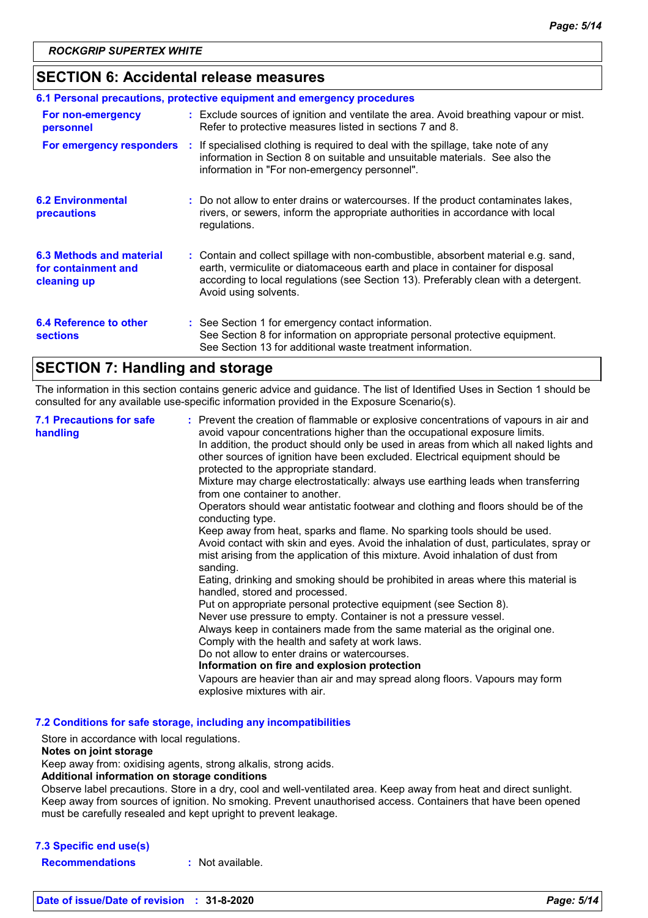ROCKGRIP SUPERTEX WHITE

## SECTION 6: Accidental release measures

### 6.1 Personal precautions, protective equipment and emergency procedures

**For non-emergency personnel** : Exclude sources of ignition and ventilate the area. Avoid breathing vapour or mist. Refer to protective measures listed in sections 7 and 8.

**For emergency responders** : If specialised clothing is required to deal with the spillage, take note of any information in Section 8 on suitable and unsuitable materials. See also the information in "For non-emergency personnel".

**6.2 Environmental precautions** : Do not allow to enter drains or watercourses. If the product contaminates lakes, rivers, or sewers, inform the appropriate authorities in accordance with local regulations.

**6.3 Methods and material for containment and cleaning up** : Contain and collect spillage with non-combustible, absorbent material e.g. sand, earth, vermiculite or diatomaceous earth and place in container for disposal according to local regulations (see Section 13). Preferably clean with a detergent. Avoid using solvents.

**6.4 Reference to other sections** : See Section 1 for emergency contact information.
See Section 8 for information on appropriate personal protective equipment.
See Section 13 for additional waste treatment information.

## SECTION 7: Handling and storage

The information in this section contains generic advice and guidance. The list of Identified Uses in Section 1 should be consulted for any available use-specific information provided in the Exposure Scenario(s).

**7.1 Precautions for safe handling** : Prevent the creation of flammable or explosive concentrations of vapours in air and avoid vapour concentrations higher than the occupational exposure limits.
In addition, the product should only be used in areas from which all naked lights and other sources of ignition have been excluded. Electrical equipment should be protected to the appropriate standard.
Mixture may charge electrostatically: always use earthing leads when transferring from one container to another.
Operators should wear antistatic footwear and clothing and floors should be of the conducting type.
Keep away from heat, sparks and flame. No sparking tools should be used.
Avoid contact with skin and eyes. Avoid the inhalation of dust, particulates, spray or mist arising from the application of this mixture. Avoid inhalation of dust from sanding.
Eating, drinking and smoking should be prohibited in areas where this material is handled, stored and processed.
Put on appropriate personal protective equipment (see Section 8).
Never use pressure to empty. Container is not a pressure vessel.
Always keep in containers made from the same material as the original one.
Comply with the health and safety at work laws.
Do not allow to enter drains or watercourses.
**Information on fire and explosion protection**
Vapours are heavier than air and may spread along floors. Vapours may form explosive mixtures with air.

### 7.2 Conditions for safe storage, including any incompatibilities

Store in accordance with local regulations.
**Notes on joint storage**
Keep away from: oxidising agents, strong alkalis, strong acids.
**Additional information on storage conditions**
Observe label precautions. Store in a dry, cool and well-ventilated area. Keep away from heat and direct sunlight. Keep away from sources of ignition. No smoking. Prevent unauthorised access. Containers that have been opened must be carefully resealed and kept upright to prevent leakage.

### 7.3 Specific end use(s)

**Recommendations** : Not available.

**Date of issue/Date of revision** : **31-8-2020**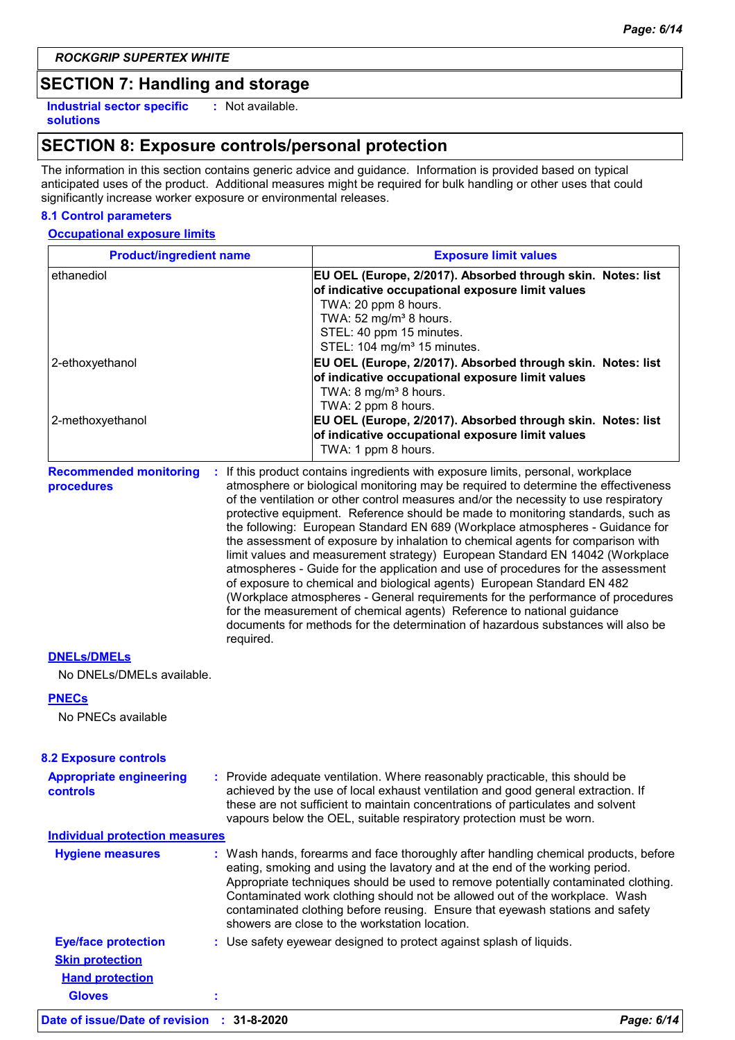**ROCKGRIP SUPERTEX WHITE**

## SECTION 7: Handling and storage

**Industrial sector specific solutions** : Not available.

## SECTION 8: Exposure controls/personal protection

The information in this section contains generic advice and guidance. Information is provided based on typical anticipated uses of the product. Additional measures might be required for bulk handling or other uses that could significantly increase worker exposure or environmental releases.

### 8.1 Control parameters

#### Occupational exposure limits

| Product/ingredient name | Exposure limit values |
|---|---|
| ethanediol | **EU OEL (Europe, 2/2017). Absorbed through skin. Notes: list of indicative occupational exposure limit values**<br>TWA: 20 ppm 8 hours.<br>TWA: 52 mg/m³ 8 hours.<br>STEL: 40 ppm 15 minutes.<br>STEL: 104 mg/m³ 15 minutes. |
| 2-ethoxyethanol | **EU OEL (Europe, 2/2017). Absorbed through skin. Notes: list of indicative occupational exposure limit values**<br>TWA: 8 mg/m³ 8 hours.<br>TWA: 2 ppm 8 hours. |
| 2-methoxyethanol | **EU OEL (Europe, 2/2017). Absorbed through skin. Notes: list of indicative occupational exposure limit values**<br>TWA: 1 ppm 8 hours. |

**Recommended monitoring procedures** : If this product contains ingredients with exposure limits, personal, workplace atmosphere or biological monitoring may be required to determine the effectiveness of the ventilation or other control measures and/or the necessity to use respiratory protective equipment. Reference should be made to monitoring standards, such as the following: European Standard EN 689 (Workplace atmospheres - Guidance for the assessment of exposure by inhalation to chemical agents for comparison with limit values and measurement strategy) European Standard EN 14042 (Workplace atmospheres - Guide for the application and use of procedures for the assessment of exposure to chemical and biological agents) European Standard EN 482 (Workplace atmospheres - General requirements for the performance of procedures for the measurement of chemical agents) Reference to national guidance documents for methods for the determination of hazardous substances will also be required.

#### DNELs/DMELs

No DNELs/DMELs available.

#### PNECs

No PNECs available

### 8.2 Exposure controls

**Appropriate engineering controls** : Provide adequate ventilation. Where reasonably practicable, this should be achieved by the use of local exhaust ventilation and good general extraction. If these are not sufficient to maintain concentrations of particulates and solvent vapours below the OEL, suitable respiratory protection must be worn.

#### Individual protection measures

**Hygiene measures** : Wash hands, forearms and face thoroughly after handling chemical products, before eating, smoking and using the lavatory and at the end of the working period. Appropriate techniques should be used to remove potentially contaminated clothing. Contaminated work clothing should not be allowed out of the workplace. Wash contaminated clothing before reusing. Ensure that eyewash stations and safety showers are close to the workstation location.

**Eye/face protection** : Use safety eyewear designed to protect against splash of liquids.

**Skin protection**

**Hand protection**

**Gloves** :

**Date of issue/Date of revision** : **31-8-2020**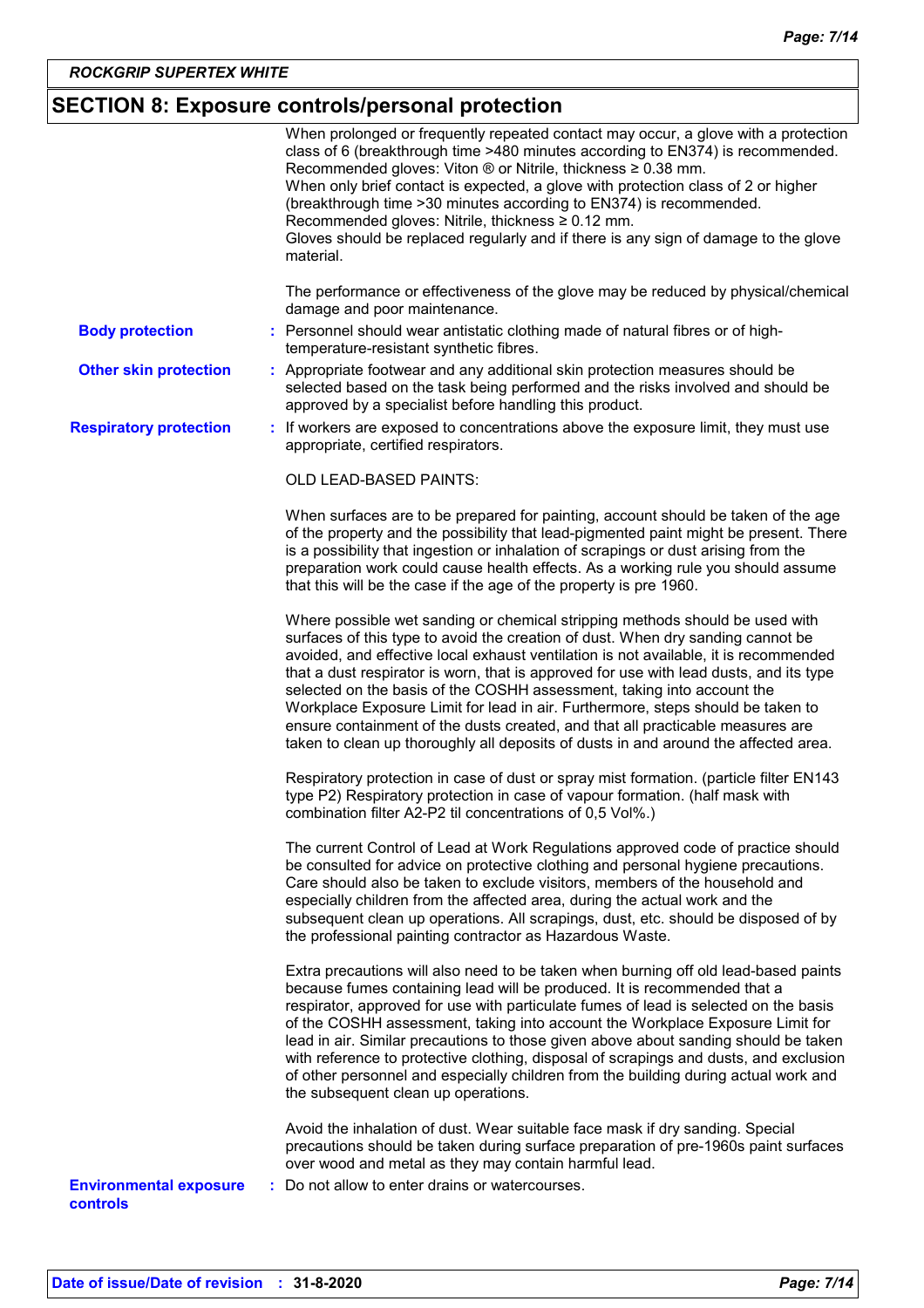## SECTION 8: Exposure controls/personal protection

When prolonged or frequently repeated contact may occur, a glove with a protection class of 6 (breakthrough time >480 minutes according to EN374) is recommended. Recommended gloves: Viton ® or Nitrile, thickness ≥ 0.38 mm.
When only brief contact is expected, a glove with protection class of 2 or higher (breakthrough time >30 minutes according to EN374) is recommended. Recommended gloves: Nitrile, thickness ≥ 0.12 mm.
Gloves should be replaced regularly and if there is any sign of damage to the glove material.

The performance or effectiveness of the glove may be reduced by physical/chemical damage and poor maintenance.

**Body protection** : Personnel should wear antistatic clothing made of natural fibres or of high-temperature-resistant synthetic fibres.

**Other skin protection** : Appropriate footwear and any additional skin protection measures should be selected based on the task being performed and the risks involved and should be approved by a specialist before handling this product.

**Respiratory protection** : If workers are exposed to concentrations above the exposure limit, they must use appropriate, certified respirators.

OLD LEAD-BASED PAINTS:

When surfaces are to be prepared for painting, account should be taken of the age of the property and the possibility that lead-pigmented paint might be present. There is a possibility that ingestion or inhalation of scrapings or dust arising from the preparation work could cause health effects. As a working rule you should assume that this will be the case if the age of the property is pre 1960.

Where possible wet sanding or chemical stripping methods should be used with surfaces of this type to avoid the creation of dust. When dry sanding cannot be avoided, and effective local exhaust ventilation is not available, it is recommended that a dust respirator is worn, that is approved for use with lead dusts, and its type selected on the basis of the COSHH assessment, taking into account the Workplace Exposure Limit for lead in air. Furthermore, steps should be taken to ensure containment of the dusts created, and that all practicable measures are taken to clean up thoroughly all deposits of dusts in and around the affected area.

Respiratory protection in case of dust or spray mist formation. (particle filter EN143 type P2) Respiratory protection in case of vapour formation. (half mask with combination filter A2-P2 til concentrations of 0,5 Vol%.)

The current Control of Lead at Work Regulations approved code of practice should be consulted for advice on protective clothing and personal hygiene precautions. Care should also be taken to exclude visitors, members of the household and especially children from the affected area, during the actual work and the subsequent clean up operations. All scrapings, dust, etc. should be disposed of by the professional painting contractor as Hazardous Waste.

Extra precautions will also need to be taken when burning off old lead-based paints because fumes containing lead will be produced. It is recommended that a respirator, approved for use with particulate fumes of lead is selected on the basis of the COSHH assessment, taking into account the Workplace Exposure Limit for lead in air. Similar precautions to those given above about sanding should be taken with reference to protective clothing, disposal of scrapings and dusts, and exclusion of other personnel and especially children from the building during actual work and the subsequent clean up operations.

Avoid the inhalation of dust. Wear suitable face mask if dry sanding. Special precautions should be taken during surface preparation of pre-1960s paint surfaces over wood and metal as they may contain harmful lead.

**Environmental exposure controls** : Do not allow to enter drains or watercourses.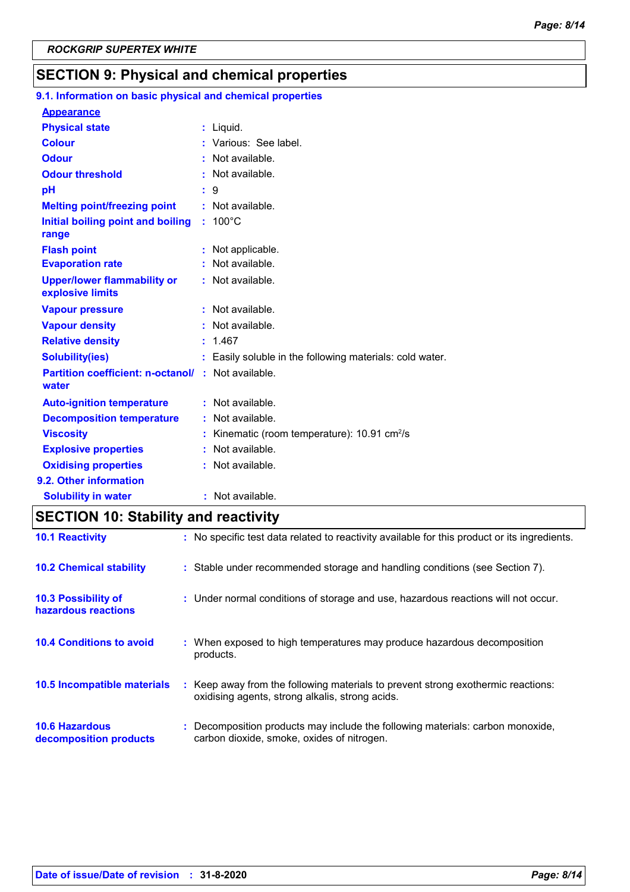ROCKGRIP SUPERTEX WHITE

## SECTION 9: Physical and chemical properties

### 9.1. Information on basic physical and chemical properties

**Appearance**

| | | |
|---|---|---|
| **Physical state** | : | Liquid. |
| **Colour** | : | Various: See label. |
| **Odour** | : | Not available. |
| **Odour threshold** | : | Not available. |
| **pH** | : | 9 |
| **Melting point/freezing point** | : | Not available. |
| **Initial boiling point and boiling range** | : | 100°C |
| **Flash point** | : | Not applicable. |
| **Evaporation rate** | : | Not available. |
| **Upper/lower flammability or explosive limits** | : | Not available. |
| **Vapour pressure** | : | Not available. |
| **Vapour density** | : | Not available. |
| **Relative density** | : | 1.467 |
| **Solubility(ies)** | : | Easily soluble in the following materials: cold water. |
| **Partition coefficient: n-octanol/ water** | : | Not available. |
| **Auto-ignition temperature** | : | Not available. |
| **Decomposition temperature** | : | Not available. |
| **Viscosity** | : | Kinematic (room temperature): 10.91 $cm^2/s$ |
| **Explosive properties** | : | Not available. |
| **Oxidising properties** | : | Not available. |

### 9.2. Other information

| | | |
|---|---|---|
| **Solubility in water** | : | Not available. |

## SECTION 10: Stability and reactivity

| | | |
|---|---|---|
| **10.1 Reactivity** | : | No specific test data related to reactivity available for this product or its ingredients. |
| **10.2 Chemical stability** | : | Stable under recommended storage and handling conditions (see Section 7). |
| **10.3 Possibility of hazardous reactions** | : | Under normal conditions of storage and use, hazardous reactions will not occur. |
| **10.4 Conditions to avoid** | : | When exposed to high temperatures may produce hazardous decomposition products. |
| **10.5 Incompatible materials** | : | Keep away from the following materials to prevent strong exothermic reactions: oxidising agents, strong alkalis, strong acids. |
| **10.6 Hazardous decomposition products** | : | Decomposition products may include the following materials: carbon monoxide, carbon dioxide, smoke, oxides of nitrogen. |

**Date of issue/Date of revision** : **31-8-2020**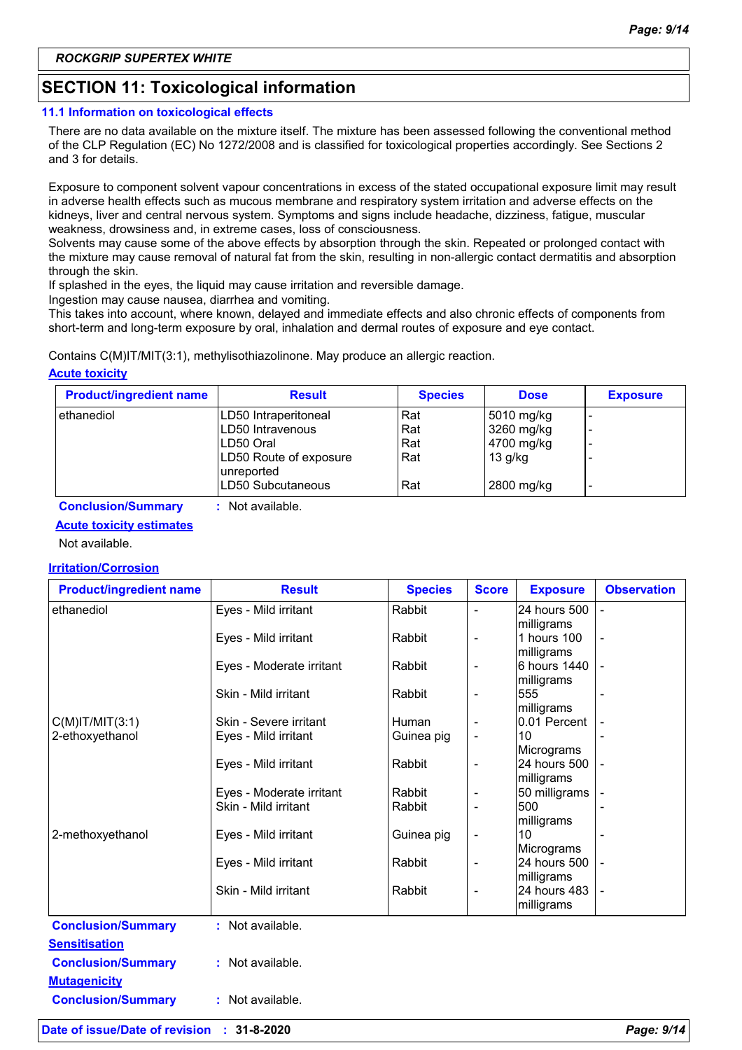ROCKGRIP SUPERTEX WHITE

## SECTION 11: Toxicological information

### 11.1 Information on toxicological effects

There are no data available on the mixture itself. The mixture has been assessed following the conventional method of the CLP Regulation (EC) No 1272/2008 and is classified for toxicological properties accordingly. See Sections 2 and 3 for details.

Exposure to component solvent vapour concentrations in excess of the stated occupational exposure limit may result in adverse health effects such as mucous membrane and respiratory system irritation and adverse effects on the kidneys, liver and central nervous system. Symptoms and signs include headache, dizziness, fatigue, muscular weakness, drowsiness and, in extreme cases, loss of consciousness.
Solvents may cause some of the above effects by absorption through the skin. Repeated or prolonged contact with the mixture may cause removal of natural fat from the skin, resulting in non-allergic contact dermatitis and absorption through the skin.
If splashed in the eyes, the liquid may cause irritation and reversible damage.
Ingestion may cause nausea, diarrhea and vomiting.
This takes into account, where known, delayed and immediate effects and also chronic effects of components from short-term and long-term exposure by oral, inhalation and dermal routes of exposure and eye contact.

Contains C(M)IT/MIT(3:1), methylisothiazolinone. May produce an allergic reaction.

**Acute toxicity**

| Product/ingredient name | Result | Species | Dose | Exposure |
|---|---|---|---|---|
| ethanediol | LD50 Intraperitoneal | Rat | 5010 mg/kg | - |
| | LD50 Intravenous | Rat | 3260 mg/kg | - |
| | LD50 Oral | Rat | 4700 mg/kg | - |
| | LD50 Route of exposure unreported | Rat | 13 g/kg | - |
| | LD50 Subcutaneous | Rat | 2800 mg/kg | - |

**Conclusion/Summary** : Not available.

**Acute toxicity estimates**

Not available.

**Irritation/Corrosion**

| Product/ingredient name | Result | Species | Score | Exposure | Observation |
|---|---|---|---|---|---|
| ethanediol | Eyes - Mild irritant | Rabbit | - | 24 hours 500 milligrams | - |
| | Eyes - Mild irritant | Rabbit | - | 1 hours 100 milligrams | - |
| | Eyes - Moderate irritant | Rabbit | - | 6 hours 1440 milligrams | - |
| | Skin - Mild irritant | Rabbit | - | 555 milligrams | - |
| C(M)IT/MIT(3:1) | Skin - Severe irritant | Human | - | 0.01 Percent | - |
| 2-ethoxyethanol | Eyes - Mild irritant | Guinea pig | - | 10 Micrograms | - |
| | Eyes - Mild irritant | Rabbit | - | 24 hours 500 milligrams | - |
| | Eyes - Moderate irritant | Rabbit | - | 50 milligrams | - |
| | Skin - Mild irritant | Rabbit | - | 500 milligrams | - |
| 2-methoxyethanol | Eyes - Mild irritant | Guinea pig | - | 10 Micrograms | - |
| | Eyes - Mild irritant | Rabbit | - | 24 hours 500 milligrams | - |
| | Skin - Mild irritant | Rabbit | - | 24 hours 483 milligrams | - |

**Conclusion/Summary** : Not available.

**Sensitisation**

**Conclusion/Summary** : Not available.

**Mutagenicity**

**Conclusion/Summary** : Not available.

Date of issue/Date of revision : 31-8-2020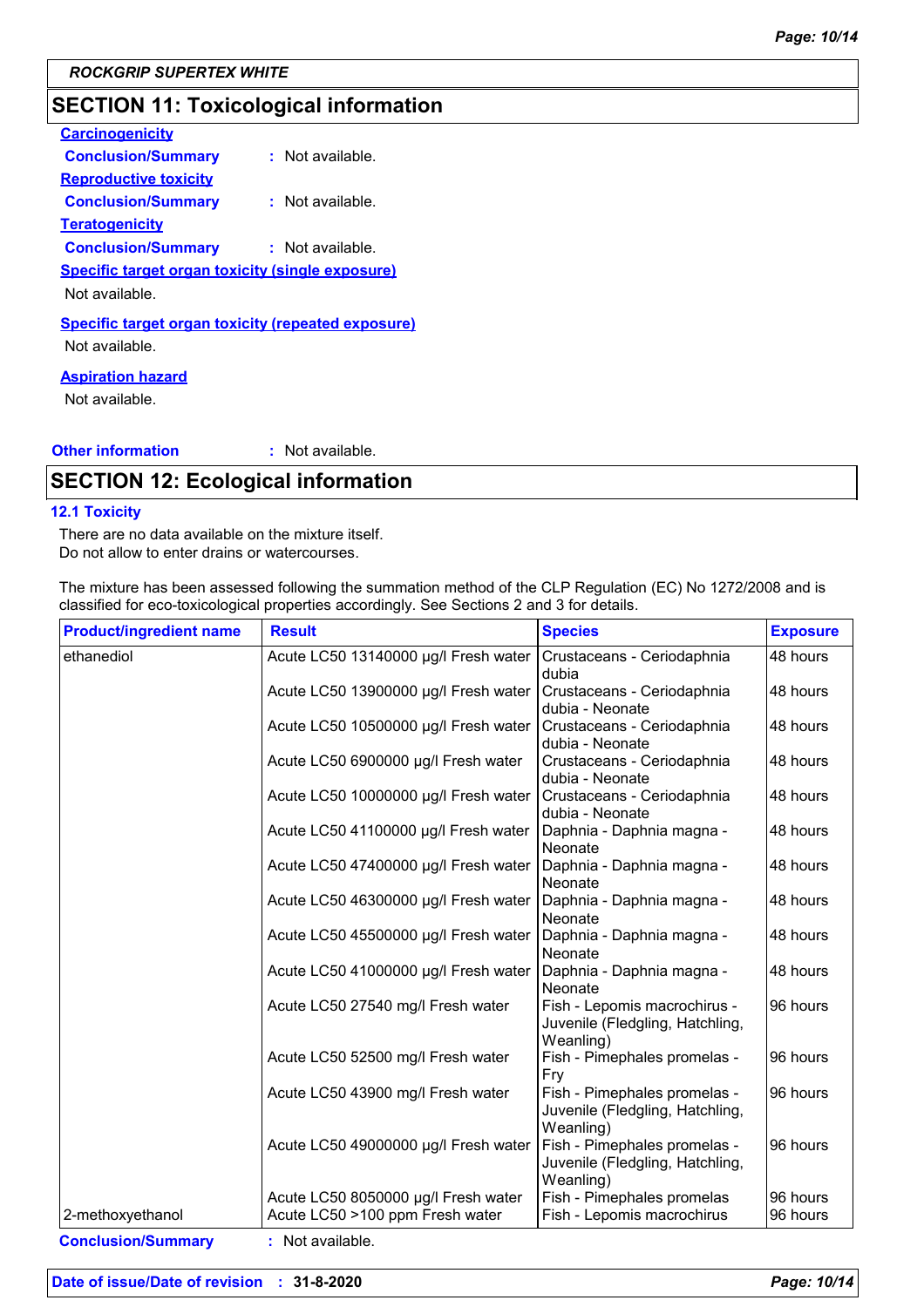ROCKGRIP SUPERTEX WHITE

## SECTION 11: Toxicological information

**Carcinogenicity**

**Conclusion/Summary** : Not available.

**Reproductive toxicity**

**Conclusion/Summary** : Not available.

**Teratogenicity**

**Conclusion/Summary** : Not available.

**Specific target organ toxicity (single exposure)**

Not available.

**Specific target organ toxicity (repeated exposure)**

Not available.

**Aspiration hazard**

Not available.

**Other information** : Not available.

## SECTION 12: Ecological information

### 12.1 Toxicity

There are no data available on the mixture itself.
Do not allow to enter drains or watercourses.

The mixture has been assessed following the summation method of the CLP Regulation (EC) No 1272/2008 and is classified for eco-toxicological properties accordingly. See Sections 2 and 3 for details.

| Product/ingredient name | Result | Species | Exposure |
|---|---|---|---|
| ethanediol | Acute LC50 13140000 µg/l Fresh water | Crustaceans - Ceriodaphnia dubia | 48 hours |
| | Acute LC50 13900000 µg/l Fresh water | Crustaceans - Ceriodaphnia dubia - Neonate | 48 hours |
| | Acute LC50 10500000 µg/l Fresh water | Crustaceans - Ceriodaphnia dubia - Neonate | 48 hours |
| | Acute LC50 6900000 µg/l Fresh water | Crustaceans - Ceriodaphnia dubia - Neonate | 48 hours |
| | Acute LC50 10000000 µg/l Fresh water | Crustaceans - Ceriodaphnia dubia - Neonate | 48 hours |
| | Acute LC50 41100000 µg/l Fresh water | Daphnia - Daphnia magna - Neonate | 48 hours |
| | Acute LC50 47400000 µg/l Fresh water | Daphnia - Daphnia magna - Neonate | 48 hours |
| | Acute LC50 46300000 µg/l Fresh water | Daphnia - Daphnia magna - Neonate | 48 hours |
| | Acute LC50 45500000 µg/l Fresh water | Daphnia - Daphnia magna - Neonate | 48 hours |
| | Acute LC50 41000000 µg/l Fresh water | Daphnia - Daphnia magna - Neonate | 48 hours |
| | Acute LC50 27540 mg/l Fresh water | Fish - Lepomis macrochirus - Juvenile (Fledgling, Hatchling, Weanling) | 96 hours |
| | Acute LC50 52500 mg/l Fresh water | Fish - Pimephales promelas - Fry | 96 hours |
| | Acute LC50 43900 mg/l Fresh water | Fish - Pimephales promelas - Juvenile (Fledgling, Hatchling, Weanling) | 96 hours |
| | Acute LC50 49000000 µg/l Fresh water | Fish - Pimephales promelas - Juvenile (Fledgling, Hatchling, Weanling) | 96 hours |
| | Acute LC50 8050000 µg/l Fresh water | Fish - Pimephales promelas | 96 hours |
| 2-methoxyethanol | Acute LC50 >100 ppm Fresh water | Fish - Lepomis macrochirus | 96 hours |

**Conclusion/Summary** : Not available.

**Date of issue/Date of revision** : 31-8-2020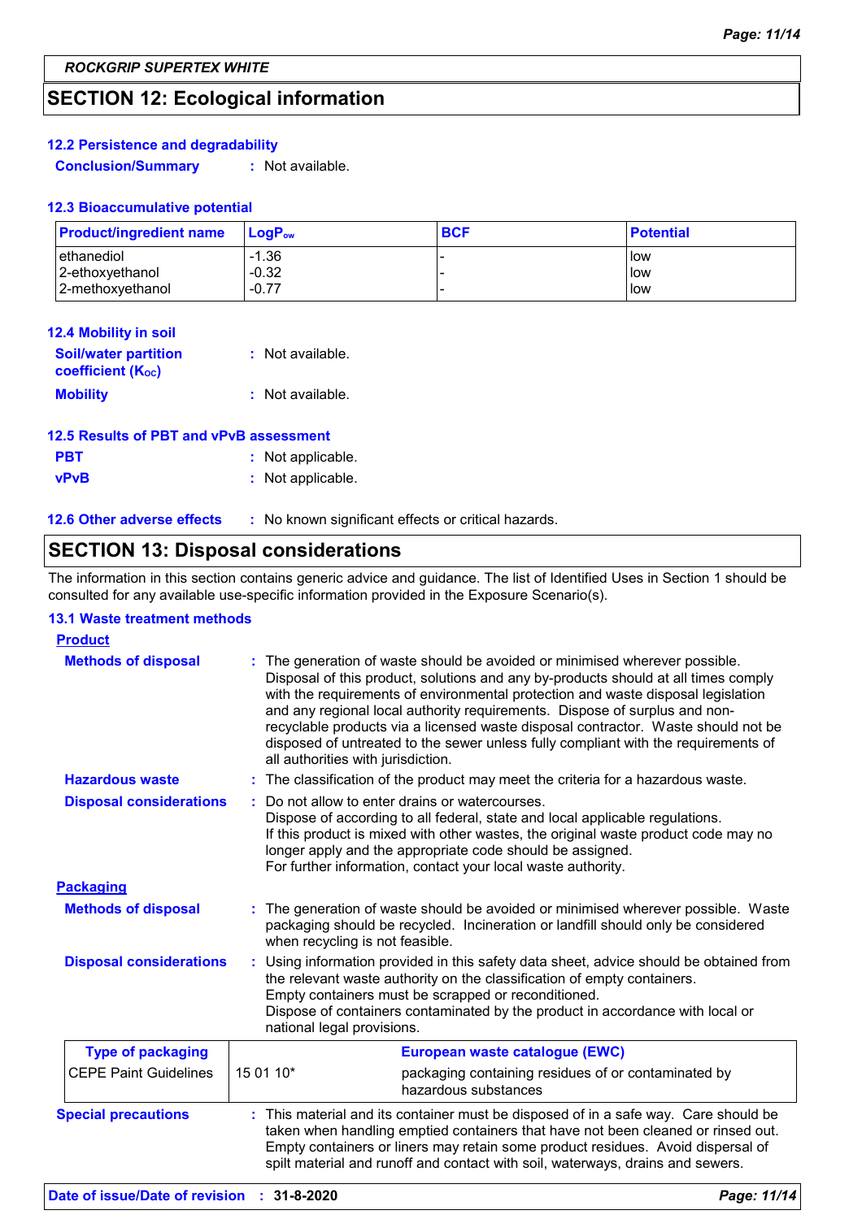## SECTION 12: Ecological information

### 12.2 Persistence and degradability

**Conclusion/Summary** : Not available.

### 12.3 Bioaccumulative potential

| Product/ingredient name | $LogP_{ow}$ | BCF | Potential |
|---|---|---|---|
| ethanediol | -1.36 | - | low |
| 2-ethoxyethanol | -0.32 | - | low |
| 2-methoxyethanol | -0.77 | - | low |

### 12.4 Mobility in soil

**Soil/water partition coefficient ($K_{OC}$)** : Not available.

**Mobility** : Not available.

### 12.5 Results of PBT and vPvB assessment

**PBT** : Not applicable.

**vPvB** : Not applicable.

### 12.6 Other adverse effects

: No known significant effects or critical hazards.

## SECTION 13: Disposal considerations

The information in this section contains generic advice and guidance. The list of Identified Uses in Section 1 should be consulted for any available use-specific information provided in the Exposure Scenario(s).

### 13.1 Waste treatment methods

**Product**

**Methods of disposal** : The generation of waste should be avoided or minimised wherever possible. Disposal of this product, solutions and any by-products should at all times comply with the requirements of environmental protection and waste disposal legislation and any regional local authority requirements. Dispose of surplus and non-recyclable products via a licensed waste disposal contractor. Waste should not be disposed of untreated to the sewer unless fully compliant with the requirements of all authorities with jurisdiction.

**Hazardous waste** : The classification of the product may meet the criteria for a hazardous waste.

**Disposal considerations** : Do not allow to enter drains or watercourses.
Dispose of according to all federal, state and local applicable regulations.
If this product is mixed with other wastes, the original waste product code may no longer apply and the appropriate code should be assigned.
For further information, contact your local waste authority.

**Packaging**

**Methods of disposal** : The generation of waste should be avoided or minimised wherever possible. Waste packaging should be recycled. Incineration or landfill should only be considered when recycling is not feasible.

**Disposal considerations** : Using information provided in this safety data sheet, advice should be obtained from the relevant waste authority on the classification of empty containers.
Empty containers must be scrapped or reconditioned.
Dispose of containers contaminated by the product in accordance with local or national legal provisions.

| Type of packaging | European waste catalogue (EWC) | |
|---|---|---|
| CEPE Paint Guidelines | 15 01 10* | packaging containing residues of or contaminated by hazardous substances |

**Special precautions** : This material and its container must be disposed of in a safe way. Care should be taken when handling emptied containers that have not been cleaned or rinsed out. Empty containers or liners may retain some product residues. Avoid dispersal of spilt material and runoff and contact with soil, waterways, drains and sewers.

**Date of issue/Date of revision** : **31-8-2020**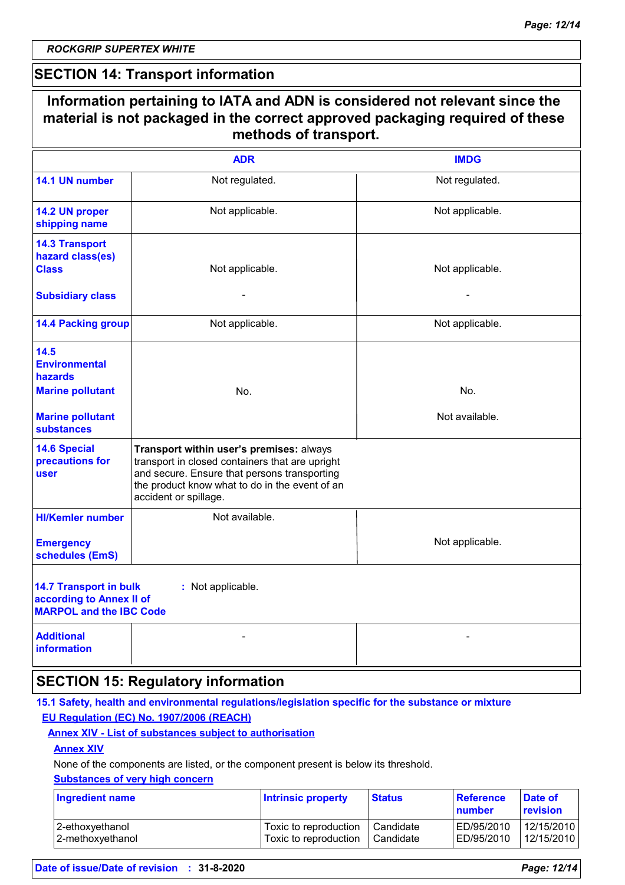## SECTION 14: Transport information

**Information pertaining to IATA and ADN is considered not relevant since the material is not packaged in the correct approved packaging required of these methods of transport.**

| | ADR | IMDG |
|---|---|---|
| **14.1 UN number** | Not regulated. | Not regulated. |
| **14.2 UN proper shipping name** | Not applicable. | Not applicable. |
| **14.3 Transport hazard class(es)** **Class** | Not applicable. | Not applicable. |
| **Subsidiary class** | - | - |
| **14.4 Packing group** | Not applicable. | Not applicable. |
| **14.5 Environmental hazards** **Marine pollutant** | No. | No. |
| **Marine pollutant substances** | | Not available. |
| **14.6 Special precautions for user** | **Transport within user's premises:** always transport in closed containers that are upright and secure. Ensure that persons transporting the product know what to do in the event of an accident or spillage. | |
| **HI/Kemler number** | Not available. | |
| **Emergency schedules (EmS)** | | Not applicable. |

**14.7 Transport in bulk according to Annex II of MARPOL and the IBC Code** : Not applicable.

| | | |
|---|---|---|
| **Additional information** | - | - |

## SECTION 15: Regulatory information

**15.1 Safety, health and environmental regulations/legislation specific for the substance or mixture**

**EU Regulation (EC) No. 1907/2006 (REACH)**

**Annex XIV - List of substances subject to authorisation**

**Annex XIV**

None of the components are listed, or the component present is below its threshold.

**Substances of very high concern**

| Ingredient name | Intrinsic property | Status | Reference number | Date of revision |
|---|---|---|---|---|
| 2-ethoxyethanol | Toxic to reproduction | Candidate | ED/95/2010 | 12/15/2010 |
| 2-methoxyethanol | Toxic to reproduction | Candidate | ED/95/2010 | 12/15/2010 |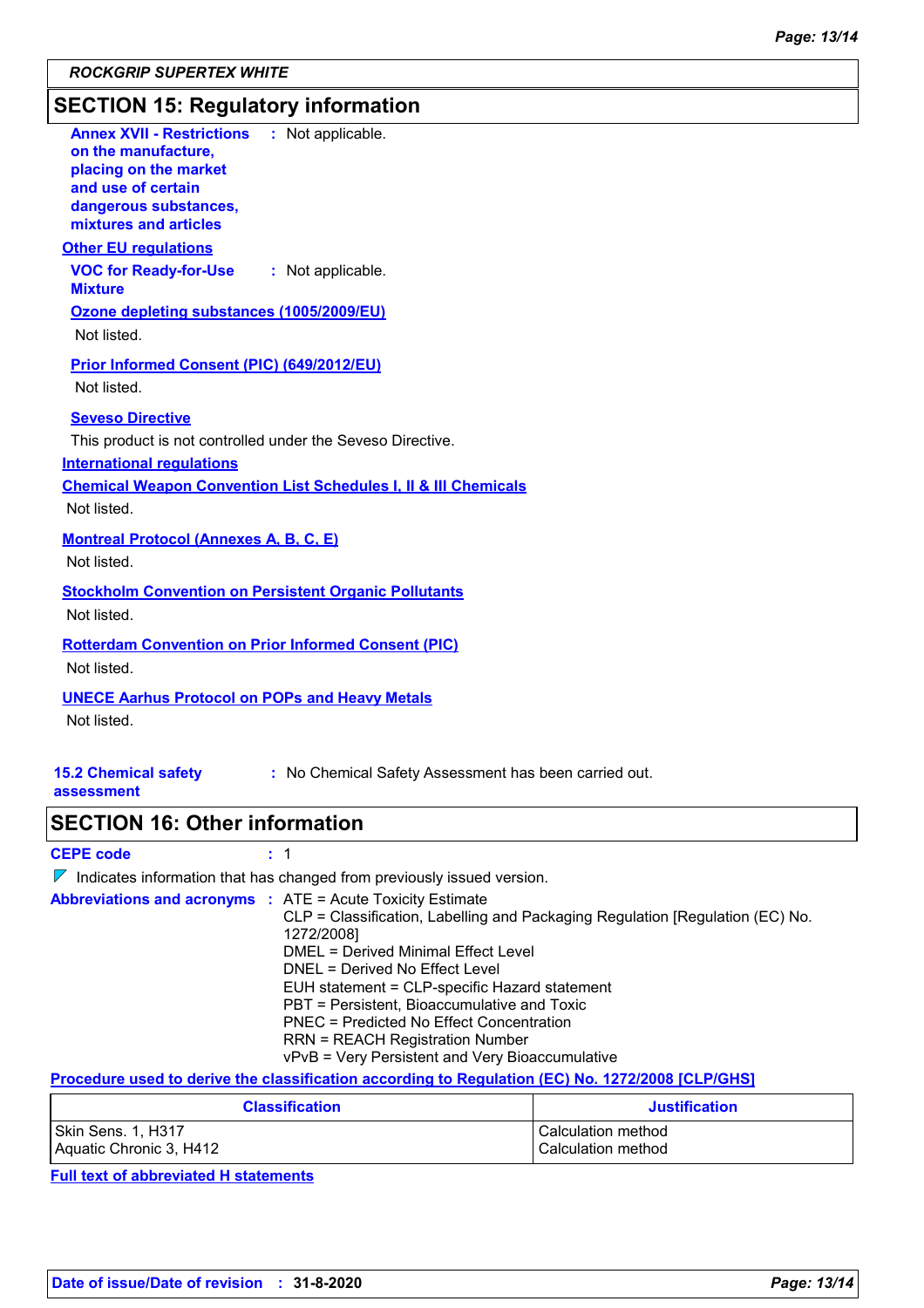## SECTION 15: Regulatory information

**Annex XVII - Restrictions on the manufacture, placing on the market and use of certain dangerous substances, mixtures and articles** : Not applicable.

**Other EU regulations**

**VOC for Ready-for-Use Mixture** : Not applicable.

**Ozone depleting substances (1005/2009/EU)**

Not listed.

**Prior Informed Consent (PIC) (649/2012/EU)**

Not listed.

**Seveso Directive**

This product is not controlled under the Seveso Directive.

**International regulations**

**Chemical Weapon Convention List Schedules I, II & III Chemicals**

Not listed.

**Montreal Protocol (Annexes A, B, C, E)**

Not listed.

**Stockholm Convention on Persistent Organic Pollutants**

Not listed.

**Rotterdam Convention on Prior Informed Consent (PIC)**

Not listed.

**UNECE Aarhus Protocol on POPs and Heavy Metals**

Not listed.

**15.2 Chemical safety assessment** : No Chemical Safety Assessment has been carried out.

## SECTION 16: Other information

**CEPE code** : 1

Indicates information that has changed from previously issued version.

**Abbreviations and acronyms** : ATE = Acute Toxicity Estimate
CLP = Classification, Labelling and Packaging Regulation [Regulation (EC) No. 1272/2008]
DMEL = Derived Minimal Effect Level
DNEL = Derived No Effect Level
EUH statement = CLP-specific Hazard statement
PBT = Persistent, Bioaccumulative and Toxic
PNEC = Predicted No Effect Concentration
RRN = REACH Registration Number
vPvB = Very Persistent and Very Bioaccumulative

**Procedure used to derive the classification according to Regulation (EC) No. 1272/2008 [CLP/GHS]**

| Classification | Justification |
|---|---|
| Skin Sens. 1, H317 | Calculation method |
| Aquatic Chronic 3, H412 | Calculation method |

**Full text of abbreviated H statements**

**Date of issue/Date of revision** : 31-8-2020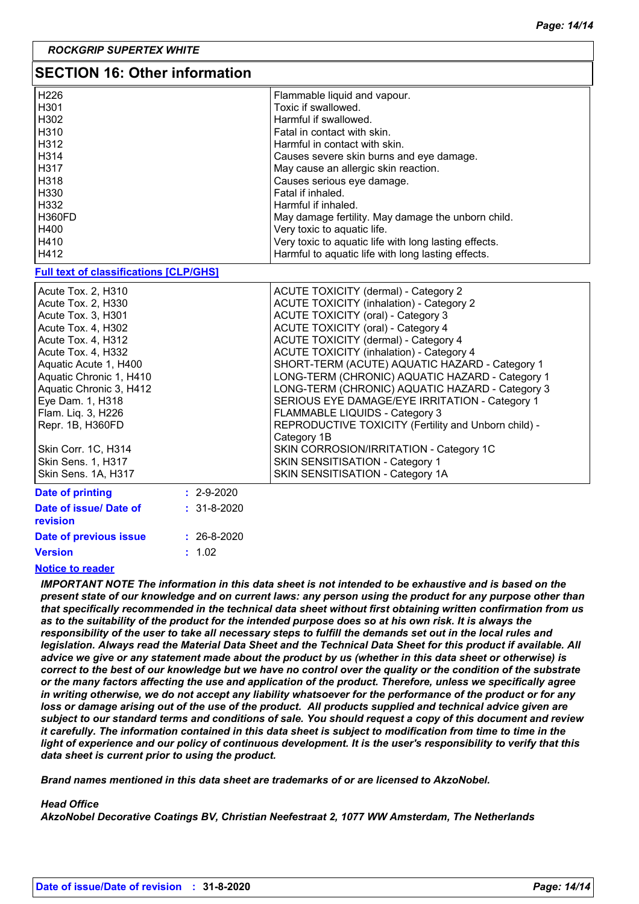ROCKGRIP SUPERTEX WHITE

## SECTION 16: Other information

| | |
|---|---|
| H226 | Flammable liquid and vapour. |
| H301 | Toxic if swallowed. |
| H302 | Harmful if swallowed. |
| H310 | Fatal in contact with skin. |
| H312 | Harmful in contact with skin. |
| H314 | Causes severe skin burns and eye damage. |
| H317 | May cause an allergic skin reaction. |
| H318 | Causes serious eye damage. |
| H330 | Fatal if inhaled. |
| H332 | Harmful if inhaled. |
| H360FD | May damage fertility. May damage the unborn child. |
| H400 | Very toxic to aquatic life. |
| H410 | Very toxic to aquatic life with long lasting effects. |
| H412 | Harmful to aquatic life with long lasting effects. |

**Full text of classifications [CLP/GHS]**

| | |
|---|---|
| Acute Tox. 2, H310 | ACUTE TOXICITY (dermal) - Category 2 |
| Acute Tox. 2, H330 | ACUTE TOXICITY (inhalation) - Category 2 |
| Acute Tox. 3, H301 | ACUTE TOXICITY (oral) - Category 3 |
| Acute Tox. 4, H302 | ACUTE TOXICITY (oral) - Category 4 |
| Acute Tox. 4, H312 | ACUTE TOXICITY (dermal) - Category 4 |
| Acute Tox. 4, H332 | ACUTE TOXICITY (inhalation) - Category 4 |
| Aquatic Acute 1, H400 | SHORT-TERM (ACUTE) AQUATIC HAZARD - Category 1 |
| Aquatic Chronic 1, H410 | LONG-TERM (CHRONIC) AQUATIC HAZARD - Category 1 |
| Aquatic Chronic 3, H412 | LONG-TERM (CHRONIC) AQUATIC HAZARD - Category 3 |
| Eye Dam. 1, H318 | SERIOUS EYE DAMAGE/EYE IRRITATION - Category 1 |
| Flam. Liq. 3, H226 | FLAMMABLE LIQUIDS - Category 3 |
| Repr. 1B, H360FD | REPRODUCTIVE TOXICITY (Fertility and Unborn child) - Category 1B |
| Skin Corr. 1C, H314 | SKIN CORROSION/IRRITATION - Category 1C |
| Skin Sens. 1, H317 | SKIN SENSITISATION - Category 1 |
| Skin Sens. 1A, H317 | SKIN SENSITISATION - Category 1A |

**Date of printing** : 2-9-2020

**Date of issue/ Date of revision** : 31-8-2020

**Date of previous issue** : 26-8-2020

**Version** : 1.02

**Notice to reader**

***IMPORTANT NOTE The information in this data sheet is not intended to be exhaustive and is based on the present state of our knowledge and on current laws: any person using the product for any purpose other than that specifically recommended in the technical data sheet without first obtaining written confirmation from us as to the suitability of the product for the intended purpose does so at his own risk. It is always the responsibility of the user to take all necessary steps to fulfill the demands set out in the local rules and legislation. Always read the Material Data Sheet and the Technical Data Sheet for this product if available. All advice we give or any statement made about the product by us (whether in this data sheet or otherwise) is correct to the best of our knowledge but we have no control over the quality or the condition of the substrate or the many factors affecting the use and application of the product. Therefore, unless we specifically agree in writing otherwise, we do not accept any liability whatsoever for the performance of the product or for any loss or damage arising out of the use of the product. All products supplied and technical advice given are subject to our standard terms and conditions of sale. You should request a copy of this document and review it carefully. The information contained in this data sheet is subject to modification from time to time in the light of experience and our policy of continuous development. It is the user's responsibility to verify that this data sheet is current prior to using the product.***

***Brand names mentioned in this data sheet are trademarks of or are licensed to AkzoNobel.***

***Head Office***
***AkzoNobel Decorative Coatings BV, Christian Neefestraat 2, 1077 WW Amsterdam, The Netherlands***